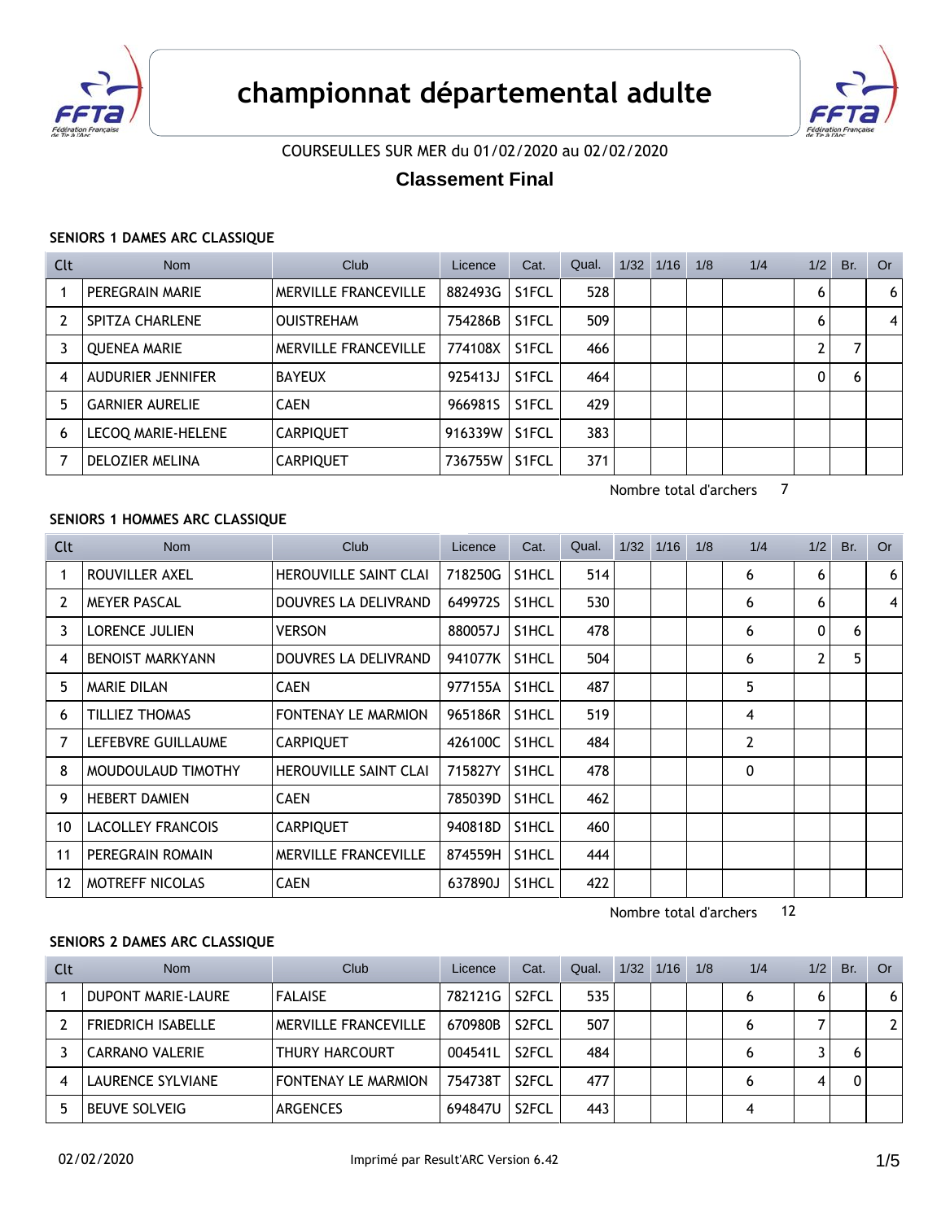# championnat départemental adulte

COURSEULLES SUR MER du 01/02/2020 au 02/02/2020

## Classement Final

### SENIORS 1 DAMES ARC CLASSIQUE

| Clt | Nom | Club | Licence | Cat. | Qual. | 1/32 | 1/16 | 1/8 | 1/4 | 1/2 | Br. | Or |
|---|---|---|---|---|---|---|---|---|---|---|---|---|
| 1 | PEREGRAIN MARIE | MERVILLE FRANCEVILLE | 882493G | S1FCL | 528 | | | | | 6 | | 6 |
| 2 | SPITZA CHARLENE | OUISTREHAM | 754286B | S1FCL | 509 | | | | | 6 | | 4 |
| 3 | QUENEA MARIE | MERVILLE FRANCEVILLE | 774108X | S1FCL | 466 | | | | | 2 | 7 | |
| 4 | AUDURIER JENNIFER | BAYEUX | 925413J | S1FCL | 464 | | | | | 0 | 6 | |
| 5 | GARNIER AURELIE | CAEN | 966981S | S1FCL | 429 | | | | | | | |
| 6 | LECOQ MARIE-HELENE | CARPIQUET | 916339W | S1FCL | 383 | | | | | | | |
| 7 | DELOZIER MELINA | CARPIQUET | 736755W | S1FCL | 371 | | | | | | | |

Nombre total d'archers 7

### SENIORS 1 HOMMES ARC CLASSIQUE

| Clt | Nom | Club | Licence | Cat. | Qual. | 1/32 | 1/16 | 1/8 | 1/4 | 1/2 | Br. | Or |
|---|---|---|---|---|---|---|---|---|---|---|---|---|
| 1 | ROUVILLER AXEL | HEROUVILLE SAINT CLAI | 718250G | S1HCL | 514 | | | | 6 | 6 | | 6 |
| 2 | MEYER PASCAL | DOUVRES LA DELIVRAND | 649972S | S1HCL | 530 | | | | 6 | 6 | | 4 |
| 3 | LORENCE JULIEN | VERSON | 880057J | S1HCL | 478 | | | | 6 | 0 | 6 | |
| 4 | BENOIST MARKYANN | DOUVRES LA DELIVRAND | 941077K | S1HCL | 504 | | | | 6 | 2 | 5 | |
| 5 | MARIE DILAN | CAEN | 977155A | S1HCL | 487 | | | | 5 | | | |
| 6 | TILLIEZ THOMAS | FONTENAY LE MARMION | 965186R | S1HCL | 519 | | | | 4 | | | |
| 7 | LEFEBVRE GUILLAUME | CARPIQUET | 426100C | S1HCL | 484 | | | | 2 | | | |
| 8 | MOUDOULAUD TIMOTHY | HEROUVILLE SAINT CLAI | 715827Y | S1HCL | 478 | | | | 0 | | | |
| 9 | HEBERT DAMIEN | CAEN | 785039D | S1HCL | 462 | | | | | | | |
| 10 | LACOLLEY FRANCOIS | CARPIQUET | 940818D | S1HCL | 460 | | | | | | | |
| 11 | PEREGRAIN ROMAIN | MERVILLE FRANCEVILLE | 874559H | S1HCL | 444 | | | | | | | |
| 12 | MOTREFF NICOLAS | CAEN | 637890J | S1HCL | 422 | | | | | | | |

Nombre total d'archers 12

### SENIORS 2 DAMES ARC CLASSIQUE

| Clt | Nom | Club | Licence | Cat. | Qual. | 1/32 | 1/16 | 1/8 | 1/4 | 1/2 | Br. | Or |
|---|---|---|---|---|---|---|---|---|---|---|---|---|
| 1 | DUPONT MARIE-LAURE | FALAISE | 782121G | S2FCL | 535 | | | | 6 | 6 | | 6 |
| 2 | FRIEDRICH ISABELLE | MERVILLE FRANCEVILLE | 670980B | S2FCL | 507 | | | | 6 | 7 | | 2 |
| 3 | CARRANO VALERIE | THURY HARCOURT | 004541L | S2FCL | 484 | | | | 6 | 3 | 6 | |
| 4 | LAURENCE SYLVIANE | FONTENAY LE MARMION | 754738T | S2FCL | 477 | | | | 6 | 4 | 0 | |
| 5 | BEUVE SOLVEIG | ARGENCES | 694847U | S2FCL | 443 | | | | 4 | | | |

02/02/2020 Imprimé par Result'ARC Version 6.42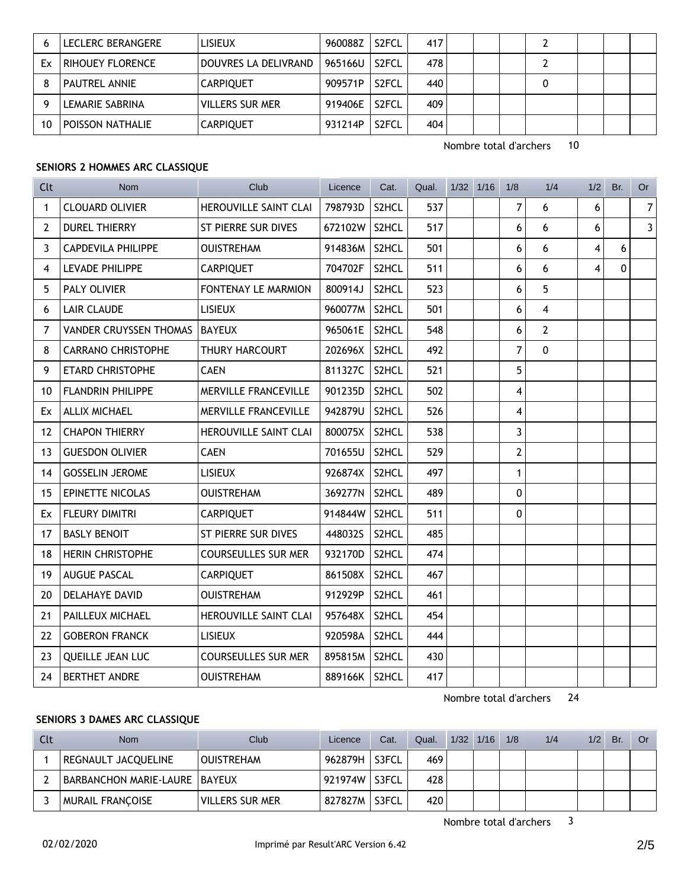| 6 | LECLERC BERANGERE | LISIEUX | 960088Z | S2FCL | 417 | | | | 2 | | | |
|---|---|---|---|---|---|---|---|---|---|---|---|---|
| Ex | RIHOUEY FLORENCE | DOUVRES LA DELIVRAND | 965166U | S2FCL | 478 | | | | 2 | | | |
| 8 | PAUTREL ANNIE | CARPIQUET | 909571P | S2FCL | 440 | | | | 0 | | | |
| 9 | LEMARIE SABRINA | VILLERS SUR MER | 919406E | S2FCL | 409 | | | | | | | |
| 10 | POISSON NATHALIE | CARPIQUET | 931214P | S2FCL | 404 | | | | | | | |

Nombre total d'archers 10

**SENIORS 2 HOMMES ARC CLASSIQUE**

| Clt | Nom | Club | Licence | Cat. | Qual. | 1/32 | 1/16 | 1/8 | 1/4 | 1/2 | Br. | Or |
|---|---|---|---|---|---|---|---|---|---|---|---|---|
| 1 | CLOUARD OLIVIER | HEROUVILLE SAINT CLAI | 798793D | S2HCL | 537 | | | 7 | 6 | 6 | | 7 |
| 2 | DUREL THIERRY | ST PIERRE SUR DIVES | 672102W | S2HCL | 517 | | | 6 | 6 | 6 | | 3 |
| 3 | CAPDEVILA PHILIPPE | OUISTREHAM | 914836M | S2HCL | 501 | | | 6 | 6 | 4 | 6 | |
| 4 | LEVADE PHILIPPE | CARPIQUET | 704702F | S2HCL | 511 | | | 6 | 6 | 4 | 0 | |
| 5 | PALY OLIVIER | FONTENAY LE MARMION | 800914J | S2HCL | 523 | | | 6 | 5 | | | |
| 6 | LAIR CLAUDE | LISIEUX | 960077M | S2HCL | 501 | | | 6 | 4 | | | |
| 7 | VANDER CRUYSSEN THOMAS | BAYEUX | 965061E | S2HCL | 548 | | | 6 | 2 | | | |
| 8 | CARRANO CHRISTOPHE | THURY HARCOURT | 202696X | S2HCL | 492 | | | 7 | 0 | | | |
| 9 | ETARD CHRISTOPHE | CAEN | 811327C | S2HCL | 521 | | | 5 | | | | |
| 10 | FLANDRIN PHILIPPE | MERVILLE FRANCEVILLE | 901235D | S2HCL | 502 | | | 4 | | | | |
| Ex | ALLIX MICHAEL | MERVILLE FRANCEVILLE | 942879U | S2HCL | 526 | | | 4 | | | | |
| 12 | CHAPON THIERRY | HEROUVILLE SAINT CLAI | 800075X | S2HCL | 538 | | | 3 | | | | |
| 13 | GUESDON OLIVIER | CAEN | 701655U | S2HCL | 529 | | | 2 | | | | |
| 14 | GOSSELIN JEROME | LISIEUX | 926874X | S2HCL | 497 | | | 1 | | | | |
| 15 | EPINETTE NICOLAS | OUISTREHAM | 369277N | S2HCL | 489 | | | 0 | | | | |
| Ex | FLEURY DIMITRI | CARPIQUET | 914844W | S2HCL | 511 | | | 0 | | | | |
| 17 | BASLY BENOIT | ST PIERRE SUR DIVES | 448032S | S2HCL | 485 | | | | | | | |
| 18 | HERIN CHRISTOPHE | COURSEULLES SUR MER | 932170D | S2HCL | 474 | | | | | | | |
| 19 | AUGUE PASCAL | CARPIQUET | 861508X | S2HCL | 467 | | | | | | | |
| 20 | DELAHAYE DAVID | OUISTREHAM | 912929P | S2HCL | 461 | | | | | | | |
| 21 | PAILLEUX MICHAEL | HEROUVILLE SAINT CLAI | 957648X | S2HCL | 454 | | | | | | | |
| 22 | GOBERON FRANCK | LISIEUX | 920598A | S2HCL | 444 | | | | | | | |
| 23 | QUEILLE JEAN LUC | COURSEULLES SUR MER | 895815M | S2HCL | 430 | | | | | | | |
| 24 | BERTHET ANDRE | OUISTREHAM | 889166K | S2HCL | 417 | | | | | | | |

Nombre total d'archers 24

**SENIORS 3 DAMES ARC CLASSIQUE**

| Clt | Nom | Club | Licence | Cat. | Qual. | 1/32 | 1/16 | 1/8 | 1/4 | 1/2 | Br. | Or |
|---|---|---|---|---|---|---|---|---|---|---|---|---|
| 1 | REGNAULT JACQUELINE | OUISTREHAM | 962879H | S3FCL | 469 | | | | | | | |
| 2 | BARBANCHON MARIE-LAURE | BAYEUX | 921974W | S3FCL | 428 | | | | | | | |
| 3 | MURAIL FRANÇOISE | VILLERS SUR MER | 827827M | S3FCL | 420 | | | | | | | |

Nombre total d'archers 3

02/02/2020 Imprimé par Result'ARC Version 6.42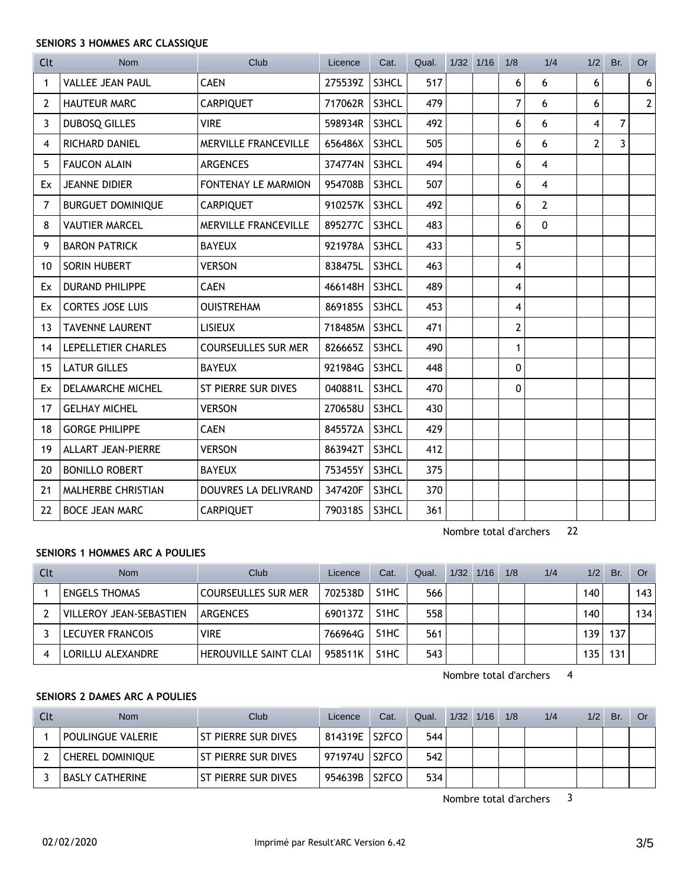**SENIORS 3 HOMMES ARC CLASSIQUE**

| Clt | Nom | Club | Licence | Cat. | Qual. | 1/32 | 1/16 | 1/8 | 1/4 | 1/2 | Br. | Or |
|---|---|---|---|---|---|---|---|---|---|---|---|---|
| 1 | VALLEE JEAN PAUL | CAEN | 275539Z | S3HCL | 517 | | | 6 | 6 | 6 | | 6 |
| 2 | HAUTEUR MARC | CARPIQUET | 717062R | S3HCL | 479 | | | 7 | 6 | 6 | | 2 |
| 3 | DUBOSQ GILLES | VIRE | 598934R | S3HCL | 492 | | | 6 | 6 | 4 | 7 | |
| 4 | RICHARD DANIEL | MERVILLE FRANCEVILLE | 656486X | S3HCL | 505 | | | 6 | 6 | 2 | 3 | |
| 5 | FAUCON ALAIN | ARGENCES | 374774N | S3HCL | 494 | | | 6 | 4 | | | |
| Ex | JEANNE DIDIER | FONTENAY LE MARMION | 954708B | S3HCL | 507 | | | 6 | 4 | | | |
| 7 | BURGUET DOMINIQUE | CARPIQUET | 910257K | S3HCL | 492 | | | 6 | 2 | | | |
| 8 | VAUTIER MARCEL | MERVILLE FRANCEVILLE | 895277C | S3HCL | 483 | | | 6 | 0 | | | |
| 9 | BARON PATRICK | BAYEUX | 921978A | S3HCL | 433 | | | 5 | | | | |
| 10 | SORIN HUBERT | VERSON | 838475L | S3HCL | 463 | | | 4 | | | | |
| Ex | DURAND PHILIPPE | CAEN | 466148H | S3HCL | 489 | | | 4 | | | | |
| Ex | CORTES JOSE LUIS | OUISTREHAM | 869185S | S3HCL | 453 | | | 4 | | | | |
| 13 | TAVENNE LAURENT | LISIEUX | 718485M | S3HCL | 471 | | | 2 | | | | |
| 14 | LEPELLETIER CHARLES | COURSEULLES SUR MER | 826665Z | S3HCL | 490 | | | 1 | | | | |
| 15 | LATUR GILLES | BAYEUX | 921984G | S3HCL | 448 | | | 0 | | | | |
| Ex | DELAMARCHE MICHEL | ST PIERRE SUR DIVES | 040881L | S3HCL | 470 | | | 0 | | | | |
| 17 | GELHAY MICHEL | VERSON | 270658U | S3HCL | 430 | | | | | | | |
| 18 | GORGE PHILIPPE | CAEN | 845572A | S3HCL | 429 | | | | | | | |
| 19 | ALLART JEAN-PIERRE | VERSON | 863942T | S3HCL | 412 | | | | | | | |
| 20 | BONILLO ROBERT | BAYEUX | 753455Y | S3HCL | 375 | | | | | | | |
| 21 | MALHERBE CHRISTIAN | DOUVRES LA DELIVRAND | 347420F | S3HCL | 370 | | | | | | | |
| 22 | BOCE JEAN MARC | CARPIQUET | 790318S | S3HCL | 361 | | | | | | | |

Nombre total d'archers 22

**SENIORS 1 HOMMES ARC A POULIES**

| Clt | Nom | Club | Licence | Cat. | Qual. | 1/32 | 1/16 | 1/8 | 1/4 | 1/2 | Br. | Or |
|---|---|---|---|---|---|---|---|---|---|---|---|---|
| 1 | ENGELS THOMAS | COURSEULLES SUR MER | 702538D | S1HC | 566 | | | | | 140 | | 143 |
| 2 | VILLEROY JEAN-SEBASTIEN | ARGENCES | 690137Z | S1HC | 558 | | | | | 140 | | 134 |
| 3 | LECUYER FRANCOIS | VIRE | 766964G | S1HC | 561 | | | | | 139 | 137 | |
| 4 | LORILLU ALEXANDRE | HEROUVILLE SAINT CLAI | 958511K | S1HC | 543 | | | | | 135 | 131 | |

Nombre total d'archers 4

**SENIORS 2 DAMES ARC A POULIES**

| Clt | Nom | Club | Licence | Cat. | Qual. | 1/32 | 1/16 | 1/8 | 1/4 | 1/2 | Br. | Or |
|---|---|---|---|---|---|---|---|---|---|---|---|---|
| 1 | POULINGUE VALERIE | ST PIERRE SUR DIVES | 814319E | S2FCO | 544 | | | | | | | |
| 2 | CHEREL DOMINIQUE | ST PIERRE SUR DIVES | 971974U | S2FCO | 542 | | | | | | | |
| 3 | BASLY CATHERINE | ST PIERRE SUR DIVES | 954639B | S2FCO | 534 | | | | | | | |

Nombre total d'archers 3

02/02/2020 Imprimé par Result'ARC Version 6.42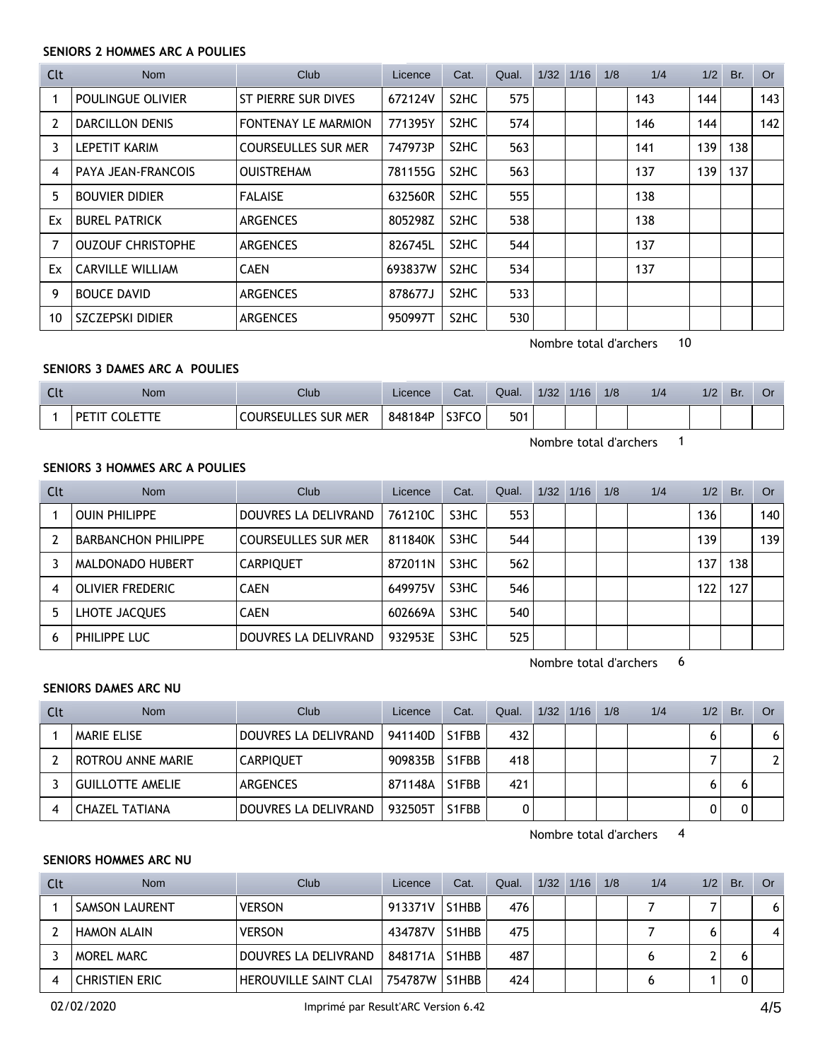### SENIORS 2 HOMMES ARC A POULIES

| Clt | Nom | Club | Licence | Cat. | Qual. | 1/32 | 1/16 | 1/8 | 1/4 | 1/2 | Br. | Or |
|---|---|---|---|---|---|---|---|---|---|---|---|---|
| 1 | POULINGUE OLIVIER | ST PIERRE SUR DIVES | 672124V | S2HC | 575 | | | | 143 | 144 | | 143 |
| 2 | DARCILLON DENIS | FONTENAY LE MARMION | 771395Y | S2HC | 574 | | | | 146 | 144 | | 142 |
| 3 | LEPETIT KARIM | COURSEULLES SUR MER | 747973P | S2HC | 563 | | | | 141 | 139 | 138 | |
| 4 | PAYA JEAN-FRANCOIS | OUISTREHAM | 781155G | S2HC | 563 | | | | 137 | 139 | 137 | |
| 5 | BOUVIER DIDIER | FALAISE | 632560R | S2HC | 555 | | | | 138 | | | |
| Ex | BUREL PATRICK | ARGENCES | 805298Z | S2HC | 538 | | | | 138 | | | |
| 7 | OUZOUF CHRISTOPHE | ARGENCES | 826745L | S2HC | 544 | | | | 137 | | | |
| Ex | CARVILLE WILLIAM | CAEN | 693837W | S2HC | 534 | | | | 137 | | | |
| 9 | BOUCE DAVID | ARGENCES | 878677J | S2HC | 533 | | | | | | | |
| 10 | SZCZEPSKI DIDIER | ARGENCES | 950997T | S2HC | 530 | | | | | | | |

Nombre total d'archers 10

### SENIORS 3 DAMES ARC A POULIES

| Clt | Nom | Club | Licence | Cat. | Qual. | 1/32 | 1/16 | 1/8 | 1/4 | 1/2 | Br. | Or |
|---|---|---|---|---|---|---|---|---|---|---|---|---|
| 1 | PETIT COLETTE | COURSEULLES SUR MER | 848184P | S3FCO | 501 | | | | | | | |

Nombre total d'archers 1

### SENIORS 3 HOMMES ARC A POULIES

| Clt | Nom | Club | Licence | Cat. | Qual. | 1/32 | 1/16 | 1/8 | 1/4 | 1/2 | Br. | Or |
|---|---|---|---|---|---|---|---|---|---|---|---|---|
| 1 | OUIN PHILIPPE | DOUVRES LA DELIVRAND | 761210C | S3HC | 553 | | | | | 136 | | 140 |
| 2 | BARBANCHON PHILIPPE | COURSEULLES SUR MER | 811840K | S3HC | 544 | | | | | 139 | | 139 |
| 3 | MALDONADO HUBERT | CARPIQUET | 872011N | S3HC | 562 | | | | | 137 | 138 | |
| 4 | OLIVIER FREDERIC | CAEN | 649975V | S3HC | 546 | | | | | 122 | 127 | |
| 5 | LHOTE JACQUES | CAEN | 602669A | S3HC | 540 | | | | | | | |
| 6 | PHILIPPE LUC | DOUVRES LA DELIVRAND | 932953E | S3HC | 525 | | | | | | | |

Nombre total d'archers 6

### SENIORS DAMES ARC NU

| Clt | Nom | Club | Licence | Cat. | Qual. | 1/32 | 1/16 | 1/8 | 1/4 | 1/2 | Br. | Or |
|---|---|---|---|---|---|---|---|---|---|---|---|---|
| 1 | MARIE ELISE | DOUVRES LA DELIVRAND | 941140D | S1FBB | 432 | | | | | 6 | | 6 |
| 2 | ROTROU ANNE MARIE | CARPIQUET | 909835B | S1FBB | 418 | | | | | 7 | | 2 |
| 3 | GUILLOTTE AMELIE | ARGENCES | 871148A | S1FBB | 421 | | | | | 6 | 6 | |
| 4 | CHAZEL TATIANA | DOUVRES LA DELIVRAND | 932505T | S1FBB | 0 | | | | | 0 | 0 | |

Nombre total d'archers 4

### SENIORS HOMMES ARC NU

| Clt | Nom | Club | Licence | Cat. | Qual. | 1/32 | 1/16 | 1/8 | 1/4 | 1/2 | Br. | Or |
|---|---|---|---|---|---|---|---|---|---|---|---|---|
| 1 | SAMSON LAURENT | VERSON | 913371V | S1HBB | 476 | | | | 7 | 7 | | 6 |
| 2 | HAMON ALAIN | VERSON | 434787V | S1HBB | 475 | | | | 7 | 6 | | 4 |
| 3 | MOREL MARC | DOUVRES LA DELIVRAND | 848171A | S1HBB | 487 | | | | 6 | 2 | 6 | |
| 4 | CHRISTIEN ERIC | HEROUVILLE SAINT CLAI | 754787W | S1HBB | 424 | | | | 6 | 1 | 0 | |

02/02/2020 Imprimé par Result'ARC Version 6.42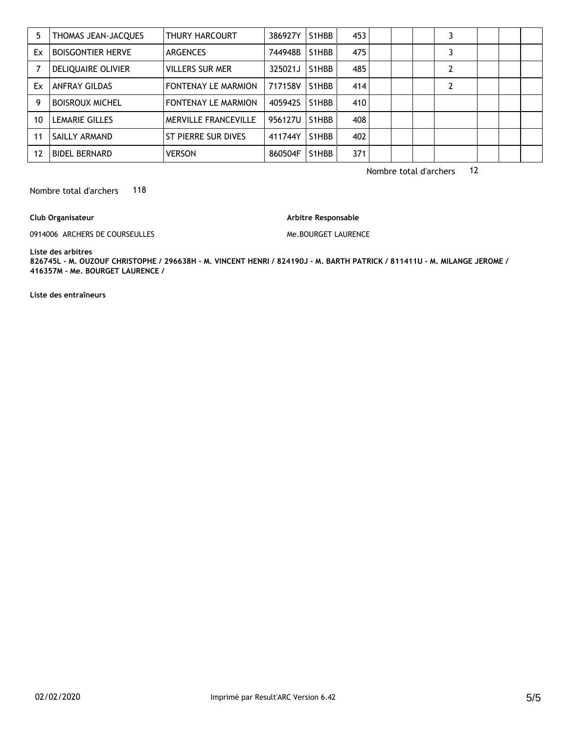| | | | | | | | | | | | | |
|---|---|---|---|---|---|---|---|---|---|---|---|---|
| 5 | THOMAS JEAN-JACQUES | THURY HARCOURT | 386927Y | S1HBB | 453 | | | | 3 | | | |
| Ex | BOISGONTIER HERVE | ARGENCES | 744948B | S1HBB | 475 | | | | 3 | | | |
| 7 | DELIQUAIRE OLIVIER | VILLERS SUR MER | 325021J | S1HBB | 485 | | | | 2 | | | |
| Ex | ANFRAY GILDAS | FONTENAY LE MARMION | 717158V | S1HBB | 414 | | | | 2 | | | |
| 9 | BOISROUX MICHEL | FONTENAY LE MARMION | 405942S | S1HBB | 410 | | | | | | | |
| 10 | LEMARIE GILLES | MERVILLE FRANCEVILLE | 956127U | S1HBB | 408 | | | | | | | |
| 11 | SAILLY ARMAND | ST PIERRE SUR DIVES | 411744Y | S1HBB | 402 | | | | | | | |
| 12 | BIDEL BERNARD | VERSON | 860504F | S1HBB | 371 | | | | | | | |

Nombre total d'archers 12

Nombre total d'archers 118

**Club Organisateur**

0914006 ARCHERS DE COURSEULLES

**Arbitre Responsable**

Me.BOURGET LAURENCE

**Liste des arbitres**

**826745L - M. OUZOUF CHRISTOPHE / 296638H - M. VINCENT HENRI / 824190J - M. BARTH PATRICK / 811411U - M. MILANGE JEROME / 416357M - Me. BOURGET LAURENCE /**

**Liste des entraîneurs**

02/02/2020 Imprimé par Result'ARC Version 6.42